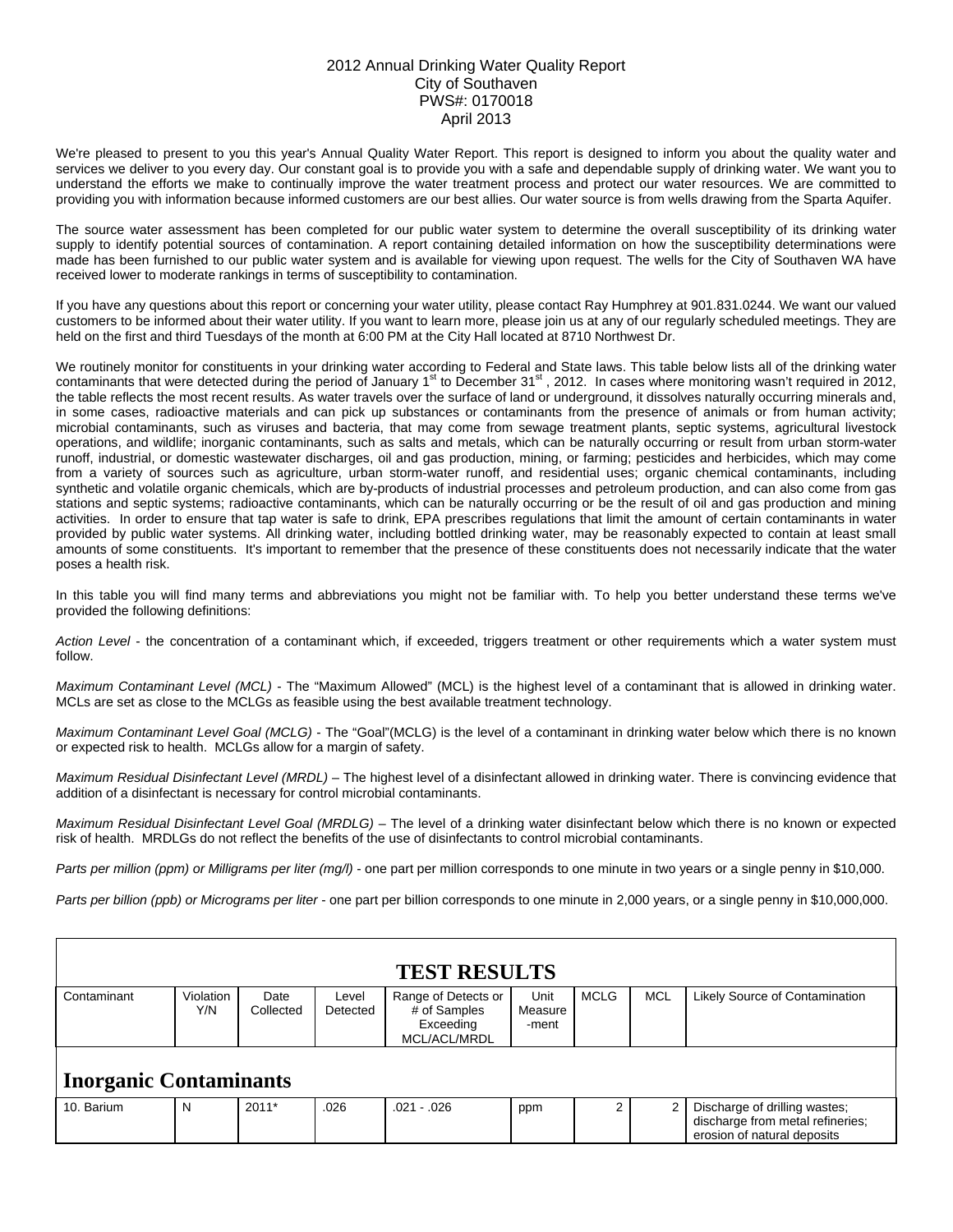# 2012 Annual Drinking Water Quality Report
## City of Southaven
## PWS#: 0170018
## April 2013

We're pleased to present to you this year's Annual Quality Water Report. This report is designed to inform you about the quality water and services we deliver to you every day. Our constant goal is to provide you with a safe and dependable supply of drinking water. We want you to understand the efforts we make to continually improve the water treatment process and protect our water resources. We are committed to providing you with information because informed customers are our best allies. Our water source is from wells drawing from the Sparta Aquifer.

The source water assessment has been completed for our public water system to determine the overall susceptibility of its drinking water supply to identify potential sources of contamination. A report containing detailed information on how the susceptibility determinations were made has been furnished to our public water system and is available for viewing upon request. The wells for the City of Southaven WA have received lower to moderate rankings in terms of susceptibility to contamination.

If you have any questions about this report or concerning your water utility, please contact Ray Humphrey at 901.831.0244. We want our valued customers to be informed about their water utility. If you want to learn more, please join us at any of our regularly scheduled meetings. They are held on the first and third Tuesdays of the month at 6:00 PM at the City Hall located at 8710 Northwest Dr.

We routinely monitor for constituents in your drinking water according to Federal and State laws. This table below lists all of the drinking water contaminants that were detected during the period of January 1st to December 31st, 2012. In cases where monitoring wasn't required in 2012, the table reflects the most recent results. As water travels over the surface of land or underground, it dissolves naturally occurring minerals and, in some cases, radioactive materials and can pick up substances or contaminants from the presence of animals or from human activity; microbial contaminants, such as viruses and bacteria, that may come from sewage treatment plants, septic systems, agricultural livestock operations, and wildlife; inorganic contaminants, such as salts and metals, which can be naturally occurring or result from urban storm-water runoff, industrial, or domestic wastewater discharges, oil and gas production, mining, or farming; pesticides and herbicides, which may come from a variety of sources such as agriculture, urban storm-water runoff, and residential uses; organic chemical contaminants, including synthetic and volatile organic chemicals, which are by-products of industrial processes and petroleum production, and can also come from gas stations and septic systems; radioactive contaminants, which can be naturally occurring or be the result of oil and gas production and mining activities. In order to ensure that tap water is safe to drink, EPA prescribes regulations that limit the amount of certain contaminants in water provided by public water systems. All drinking water, including bottled drinking water, may be reasonably expected to contain at least small amounts of some constituents. It's important to remember that the presence of these constituents does not necessarily indicate that the water poses a health risk.

In this table you will find many terms and abbreviations you might not be familiar with. To help you better understand these terms we've provided the following definitions:

*Action Level* - the concentration of a contaminant which, if exceeded, triggers treatment or other requirements which a water system must follow.

*Maximum Contaminant Level (MCL)* - The "Maximum Allowed" (MCL) is the highest level of a contaminant that is allowed in drinking water. MCLs are set as close to the MCLGs as feasible using the best available treatment technology.

*Maximum Contaminant Level Goal (MCLG)* - The "Goal"(MCLG) is the level of a contaminant in drinking water below which there is no known or expected risk to health. MCLGs allow for a margin of safety.

*Maximum Residual Disinfectant Level (MRDL)* – The highest level of a disinfectant allowed in drinking water. There is convincing evidence that addition of a disinfectant is necessary for control microbial contaminants.

*Maximum Residual Disinfectant Level Goal (MRDLG)* – The level of a drinking water disinfectant below which there is no known or expected risk of health. MRDLGs do not reflect the benefits of the use of disinfectants to control microbial contaminants.

*Parts per million (ppm) or Milligrams per liter (mg/l)* - one part per million corresponds to one minute in two years or a single penny in $10,000.

*Parts per billion (ppb) or Micrograms per liter* - one part per billion corresponds to one minute in 2,000 years, or a single penny in $10,000,000.

## TEST RESULTS

| Contaminant | Violation Y/N | Date Collected | Level Detected | Range of Detects or # of Samples Exceeding MCL/ACL/MRDL | Unit Measure -ment | MCLG | MCL | Likely Source of Contamination |
|---|---|---|---|---|---|---|---|---|
| **Inorganic Contaminants** | | | | | | | | |
| 10. Barium | N | 2011* | .026 | .021 - .026 | ppm | 2 | 2 | Discharge of drilling wastes; discharge from metal refineries; erosion of natural deposits |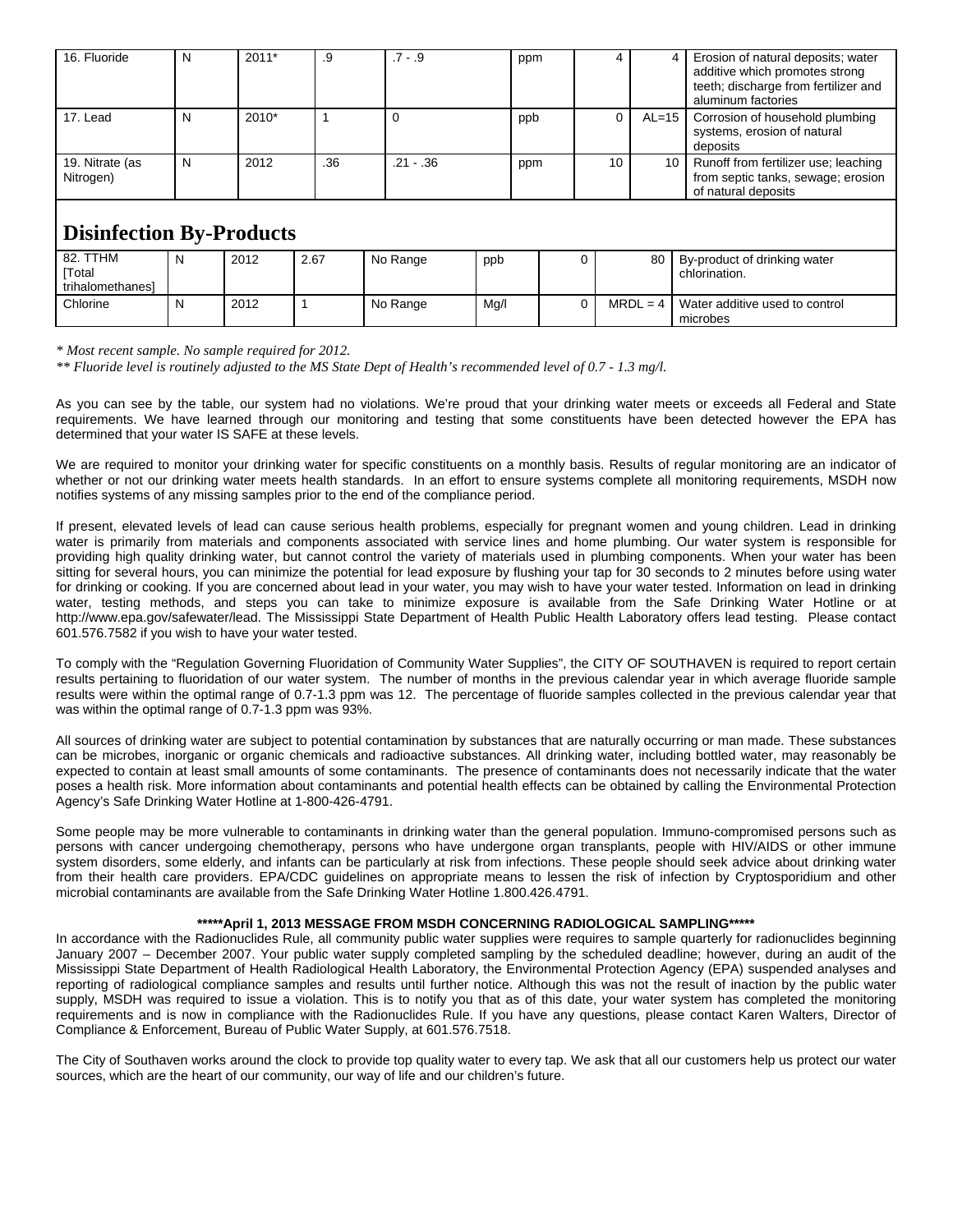| | | | | | | | | |
|---|---|---|---|---|---|---|---|---|
| 16. Fluoride | N | 2011* | .9 | .7 - .9 | ppm | 4 | 4 | Erosion of natural deposits; water additive which promotes strong teeth; discharge from fertilizer and aluminum factories |
| 17. Lead | N | 2010* | 1 | 0 | ppb | 0 | AL=15 | Corrosion of household plumbing systems, erosion of natural deposits |
| 19. Nitrate (as Nitrogen) | N | 2012 | .36 | .21 - .36 | ppm | 10 | 10 | Runoff from fertilizer use; leaching from septic tanks, sewage; erosion of natural deposits |

## Disinfection By-Products

| | | | | | | | | |
|---|---|---|---|---|---|---|---|---|
| 82. TTHM [Total trihalomethanes] | N | 2012 | 2.67 | No Range | ppb | 0 | 80 | By-product of drinking water chlorination. |
| Chlorine | N | 2012 | 1 | No Range | Mg/l | 0 | MRDL = 4 | Water additive used to control microbes |

*\* Most recent sample. No sample required for 2012.*

*\*\* Fluoride level is routinely adjusted to the MS State Dept of Health's recommended level of 0.7 - 1.3 mg/l.*

As you can see by the table, our system had no violations. We're proud that your drinking water meets or exceeds all Federal and State requirements. We have learned through our monitoring and testing that some constituents have been detected however the EPA has determined that your water IS SAFE at these levels.

We are required to monitor your drinking water for specific constituents on a monthly basis. Results of regular monitoring are an indicator of whether or not our drinking water meets health standards. In an effort to ensure systems complete all monitoring requirements, MSDH now notifies systems of any missing samples prior to the end of the compliance period.

If present, elevated levels of lead can cause serious health problems, especially for pregnant women and young children. Lead in drinking water is primarily from materials and components associated with service lines and home plumbing. Our water system is responsible for providing high quality drinking water, but cannot control the variety of materials used in plumbing components. When your water has been sitting for several hours, you can minimize the potential for lead exposure by flushing your tap for 30 seconds to 2 minutes before using water for drinking or cooking. If you are concerned about lead in your water, you may wish to have your water tested. Information on lead in drinking water, testing methods, and steps you can take to minimize exposure is available from the Safe Drinking Water Hotline or at http://www.epa.gov/safewater/lead. The Mississippi State Department of Health Public Health Laboratory offers lead testing. Please contact 601.576.7582 if you wish to have your water tested.

To comply with the "Regulation Governing Fluoridation of Community Water Supplies", the CITY OF SOUTHAVEN is required to report certain results pertaining to fluoridation of our water system. The number of months in the previous calendar year in which average fluoride sample results were within the optimal range of 0.7-1.3 ppm was 12. The percentage of fluoride samples collected in the previous calendar year that was within the optimal range of 0.7-1.3 ppm was 93%.

All sources of drinking water are subject to potential contamination by substances that are naturally occurring or man made. These substances can be microbes, inorganic or organic chemicals and radioactive substances. All drinking water, including bottled water, may reasonably be expected to contain at least small amounts of some contaminants. The presence of contaminants does not necessarily indicate that the water poses a health risk. More information about contaminants and potential health effects can be obtained by calling the Environmental Protection Agency's Safe Drinking Water Hotline at 1-800-426-4791.

Some people may be more vulnerable to contaminants in drinking water than the general population. Immuno-compromised persons such as persons with cancer undergoing chemotherapy, persons who have undergone organ transplants, people with HIV/AIDS or other immune system disorders, some elderly, and infants can be particularly at risk from infections. These people should seek advice about drinking water from their health care providers. EPA/CDC guidelines on appropriate means to lessen the risk of infection by Cryptosporidium and other microbial contaminants are available from the Safe Drinking Water Hotline 1.800.426.4791.

**\*\*\*\*\*April 1, 2013 MESSAGE FROM MSDH CONCERNING RADIOLOGICAL SAMPLING\*\*\*\*\***

In accordance with the Radionuclides Rule, all community public water supplies were requires to sample quarterly for radionuclides beginning January 2007 – December 2007. Your public water supply completed sampling by the scheduled deadline; however, during an audit of the Mississippi State Department of Health Radiological Health Laboratory, the Environmental Protection Agency (EPA) suspended analyses and reporting of radiological compliance samples and results until further notice. Although this was not the result of inaction by the public water supply, MSDH was required to issue a violation. This is to notify you that as of this date, your water system has completed the monitoring requirements and is now in compliance with the Radionuclides Rule. If you have any questions, please contact Karen Walters, Director of Compliance & Enforcement, Bureau of Public Water Supply, at 601.576.7518.

The City of Southaven works around the clock to provide top quality water to every tap. We ask that all our customers help us protect our water sources, which are the heart of our community, our way of life and our children's future.